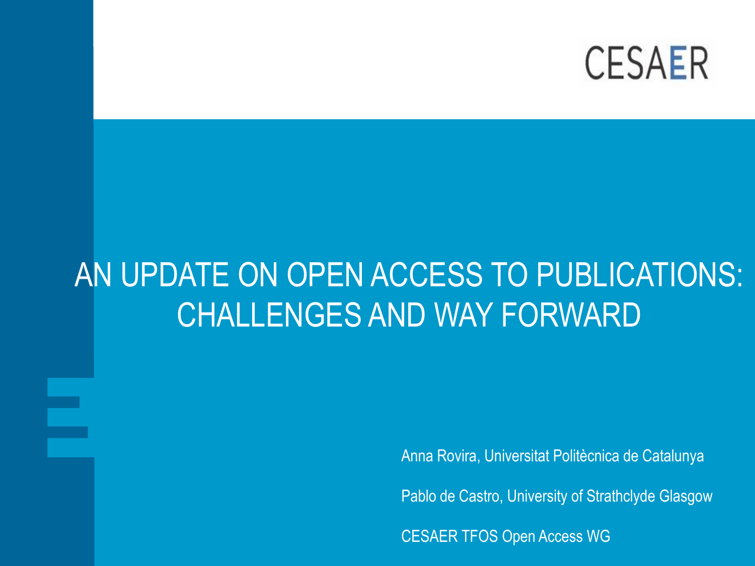CESAER

# AN UPDATE ON OPEN ACCESS TO PUBLICATIONS: CHALLENGES AND WAY FORWARD

Anna Rovira, Universitat Politècnica de Catalunya

Pablo de Castro, University of Strathclyde Glasgow

CESAER TFOS Open Access WG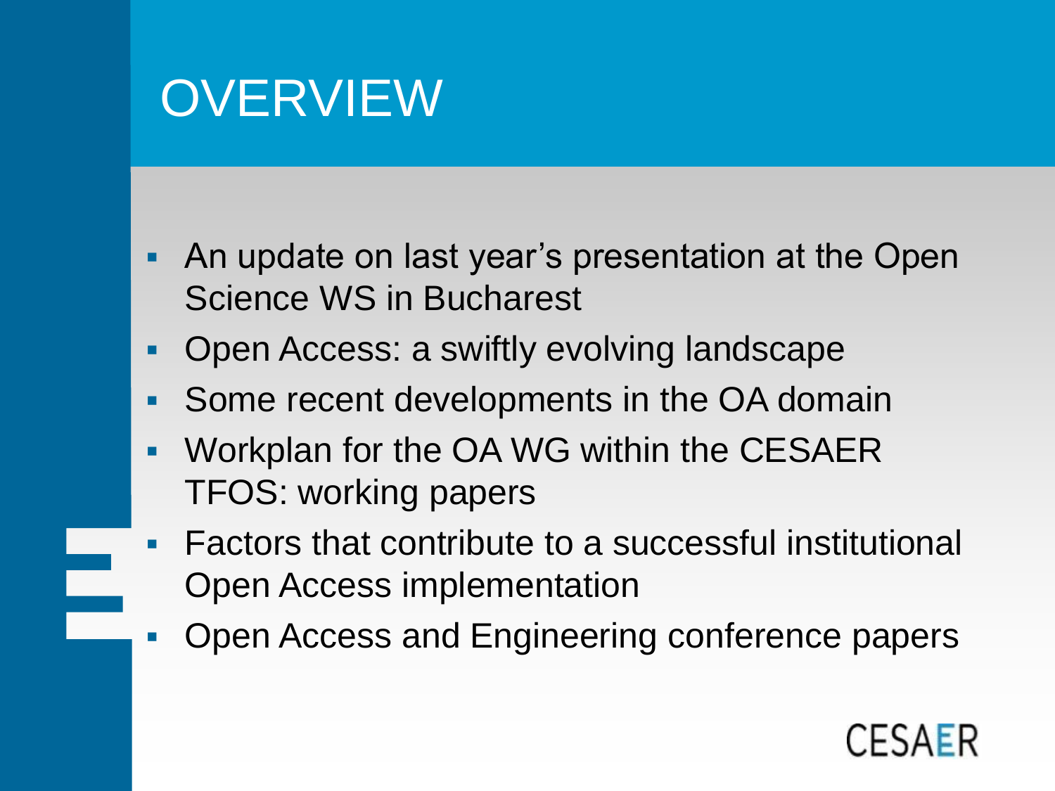# OVERVIEW

- An update on last year's presentation at the Open Science WS in Bucharest
- Open Access: a swiftly evolving landscape
- Some recent developments in the OA domain
- Workplan for the OA WG within the CESAER TFOS: working papers
- Factors that contribute to a successful institutional Open Access implementation
- Open Access and Engineering conference papers

CESAER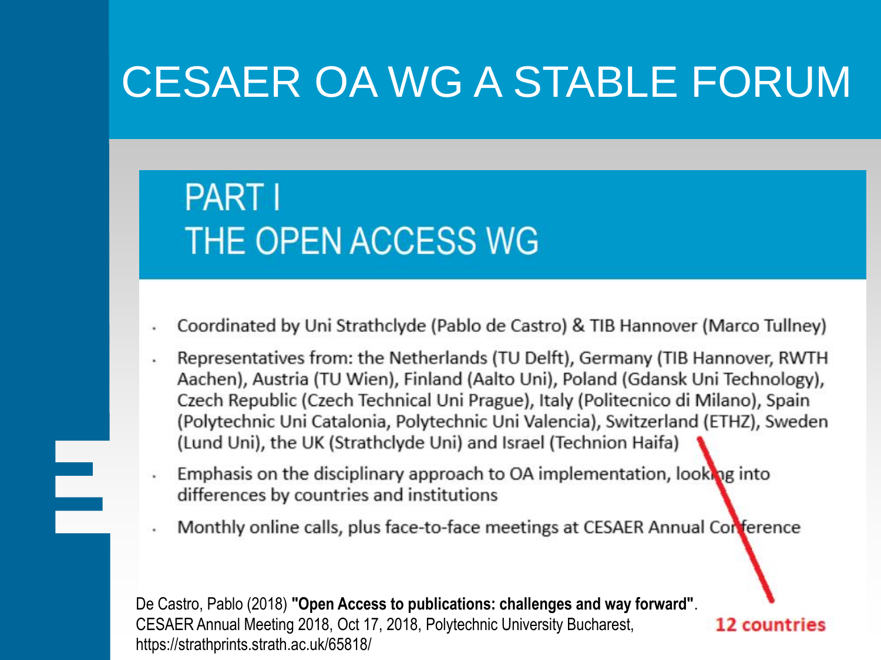# CESAER OA WG A STABLE FORUM

## PART I
## THE OPEN ACCESS WG

- Coordinated by Uni Strathclyde (Pablo de Castro) & TIB Hannover (Marco Tullney)
- Representatives from: the Netherlands (TU Delft), Germany (TIB Hannover, RWTH Aachen), Austria (TU Wien), Finland (Aalto Uni), Poland (Gdansk Uni Technology), Czech Republic (Czech Technical Uni Prague), Italy (Politecnico di Milano), Spain (Polytechnic Uni Catalonia, Polytechnic Uni Valencia), Switzerland (ETHZ), Sweden (Lund Uni), the UK (Strathclyde Uni) and Israel (Technion Haifa)
- Emphasis on the disciplinary approach to OA implementation, looking into differences by countries and institutions
- Monthly online calls, plus face-to-face meetings at CESAER Annual Conference

**12 countries**

De Castro, Pablo (2018) **"Open Access to publications: challenges and way forward"**. CESAER Annual Meeting 2018, Oct 17, 2018, Polytechnic University Bucharest, https://strathprints.strath.ac.uk/65818/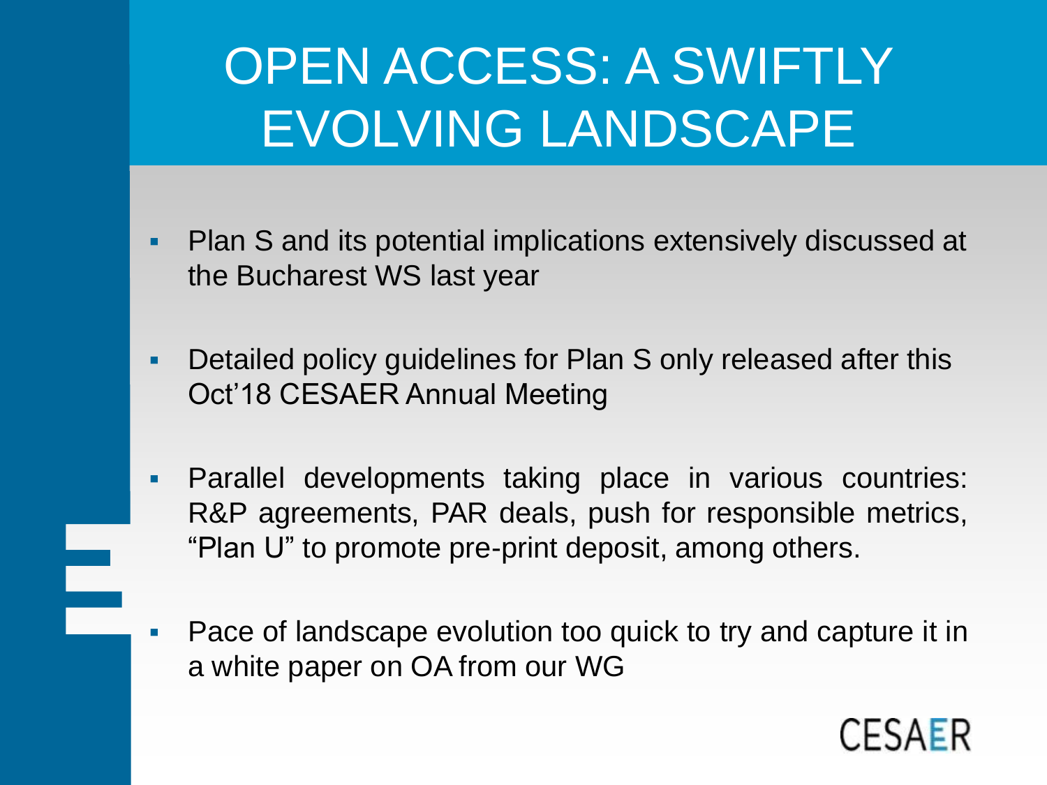# OPEN ACCESS: A SWIFTLY EVOLVING LANDSCAPE

- Plan S and its potential implications extensively discussed at the Bucharest WS last year
- Detailed policy guidelines for Plan S only released after this Oct'18 CESAER Annual Meeting
- Parallel developments taking place in various countries: R&P agreements, PAR deals, push for responsible metrics, "Plan U" to promote pre-print deposit, among others.
- Pace of landscape evolution too quick to try and capture it in a white paper on OA from our WG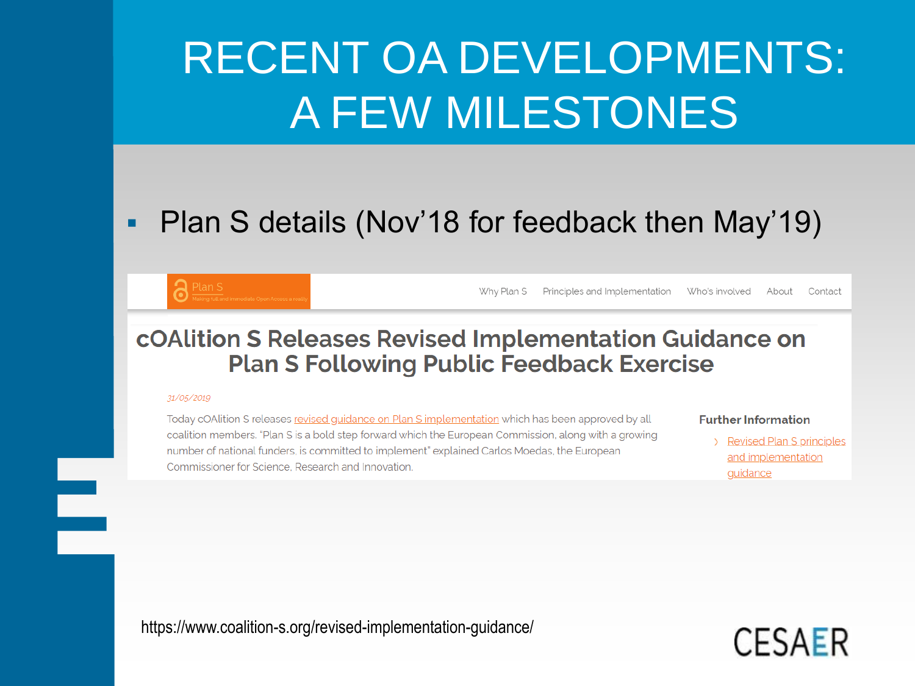# RECENT OA DEVELOPMENTS: A FEW MILESTONES

- Plan S details (Nov'18 for feedback then May'19)

Plan S
Making full and immediate Open Access a reality

Why Plan S | Principles and Implementation | Who's involved | About | Contact

## cOAlition S Releases Revised Implementation Guidance on Plan S Following Public Feedback Exercise

*31/05/2019*

Today cOAlition S releases revised guidance on Plan S implementation which has been approved by all coalition members. "Plan S is a bold step forward which the European Commission, along with a growing number of national funders, is committed to implement" explained Carlos Moedas, the European Commissioner for Science, Research and Innovation.

**Further Information**

- Revised Plan S principles and implementation guidance

https://www.coalition-s.org/revised-implementation-guidance/

CESAER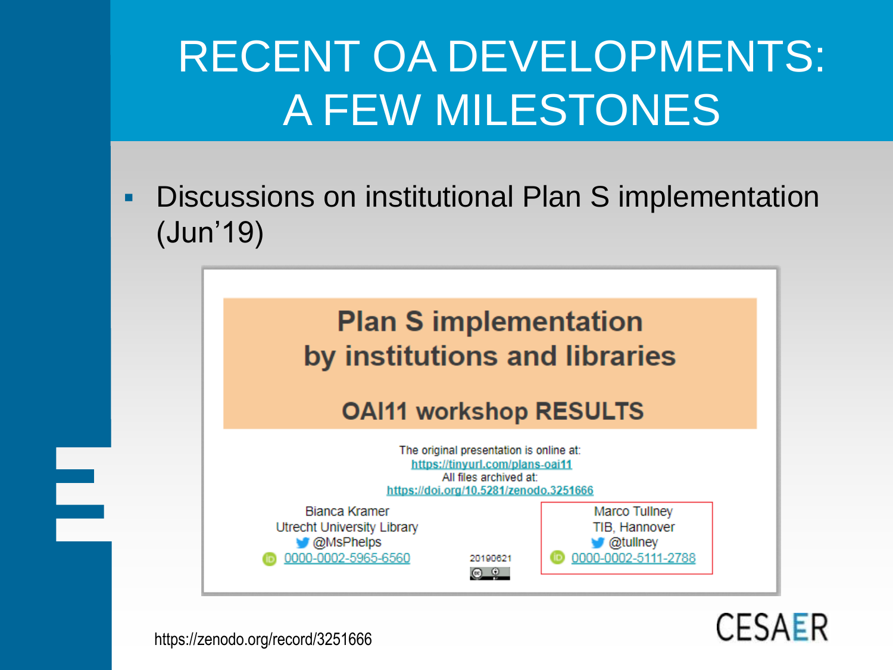# RECENT OA DEVELOPMENTS: A FEW MILESTONES

- Discussions on institutional Plan S implementation (Jun'19)

**Plan S implementation by institutions and libraries**

**OAI11 workshop RESULTS**

The original presentation is online at:
https://tinyurl.com/plans-oai11
All files archived at:
https://doi.org/10.5281/zenodo.3251666

Bianca Kramer
Utrecht University Library
@MsPhelps
0000-0002-5965-6560

20190621

Marco Tullney
TIB, Hannover
@tullney
0000-0002-5111-2788

https://zenodo.org/record/3251666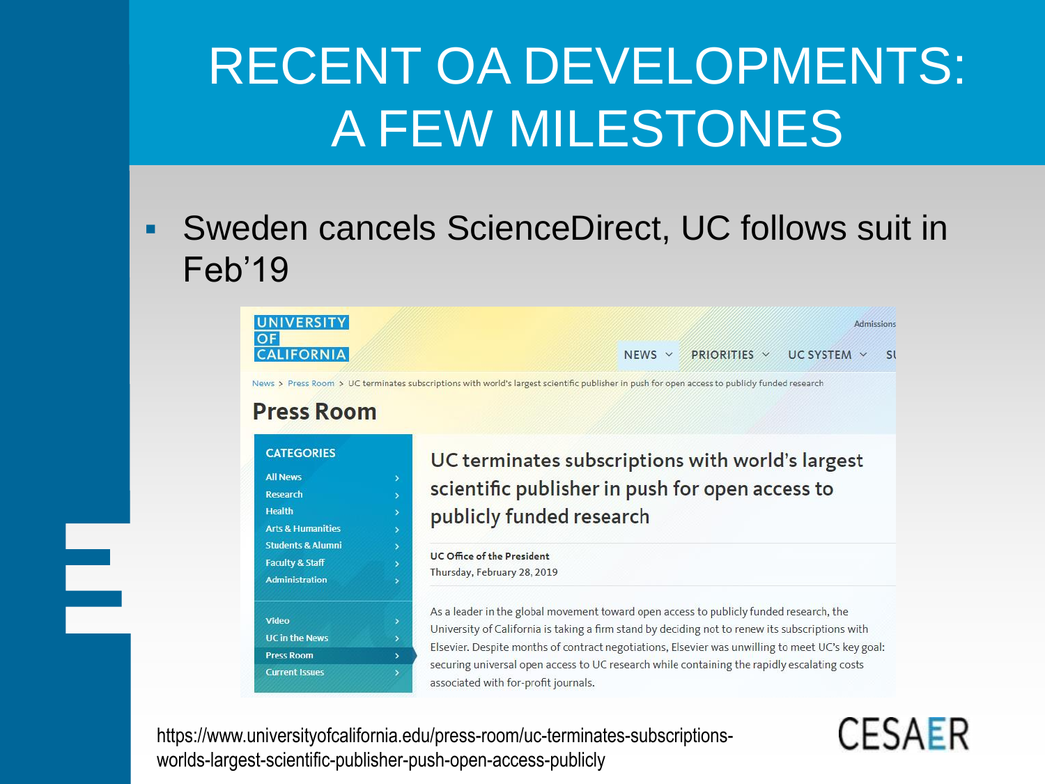# RECENT OA DEVELOPMENTS: A FEW MILESTONES

- Sweden cancels ScienceDirect, UC follows suit in Feb'19

UNIVERSITY OF CALIFORNIA

NEWS | PRIORITIES | UC SYSTEM

News > Press Room > UC terminates subscriptions with world's largest scientific publisher in push for open access to publicly funded research

## Press Room

**CATEGORIES**

- All News
- Research
- Health
- Arts & Humanities
- Students & Alumni
- Faculty & Staff
- Administration
- Video
- UC in the News
- Press Room
- Current Issues

### UC terminates subscriptions with world's largest scientific publisher in push for open access to publicly funded research

**UC Office of the President**
Thursday, February 28, 2019

As a leader in the global movement toward open access to publicly funded research, the University of California is taking a firm stand by deciding not to renew its subscriptions with Elsevier. Despite months of contract negotiations, Elsevier was unwilling to meet UC's key goal: securing universal open access to UC research while containing the rapidly escalating costs associated with for-profit journals.

https://www.universityofcalifornia.edu/press-room/uc-terminates-subscriptions-worlds-largest-scientific-publisher-push-open-access-publicly

CESAER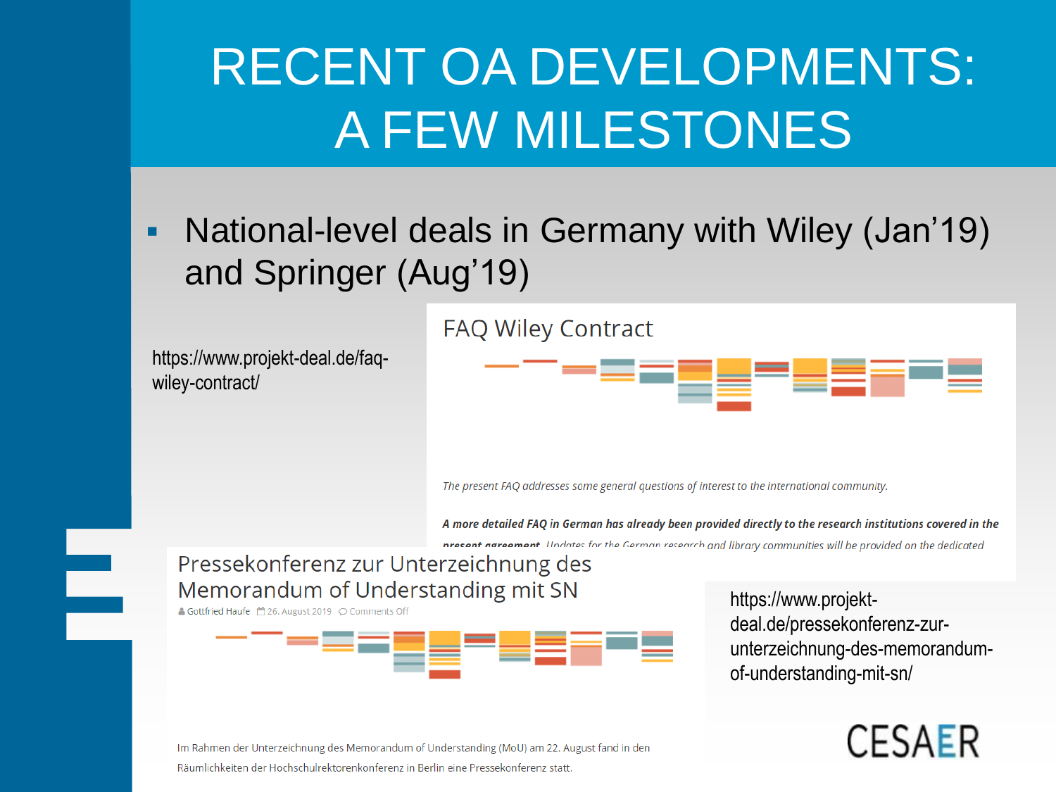# RECENT OA DEVELOPMENTS: A FEW MILESTONES

- National-level deals in Germany with Wiley (Jan'19) and Springer (Aug'19)

https://www.projekt-deal.de/faq-wiley-contract/

## FAQ Wiley Contract

*The present FAQ addresses some general questions of interest to the international community.*

***A more detailed FAQ in German has already been provided directly to the research institutions covered in the present agreement.*** *Updates for the German research and library communities will be provided on the dedicated*

## Pressekonferenz zur Unterzeichnung des Memorandum of Understanding mit SN

Gottfried Haufe 26. August 2019 Comments Off

Im Rahmen der Unterzeichnung des Memorandum of Understanding (MoU) am 22. August fand in den Räumlichkeiten der Hochschulrektorenkonferenz in Berlin eine Pressekonferenz statt.

https://www.projekt-deal.de/pressekonferenz-zur-unterzeichnung-des-memorandum-of-understanding-mit-sn/

CESAER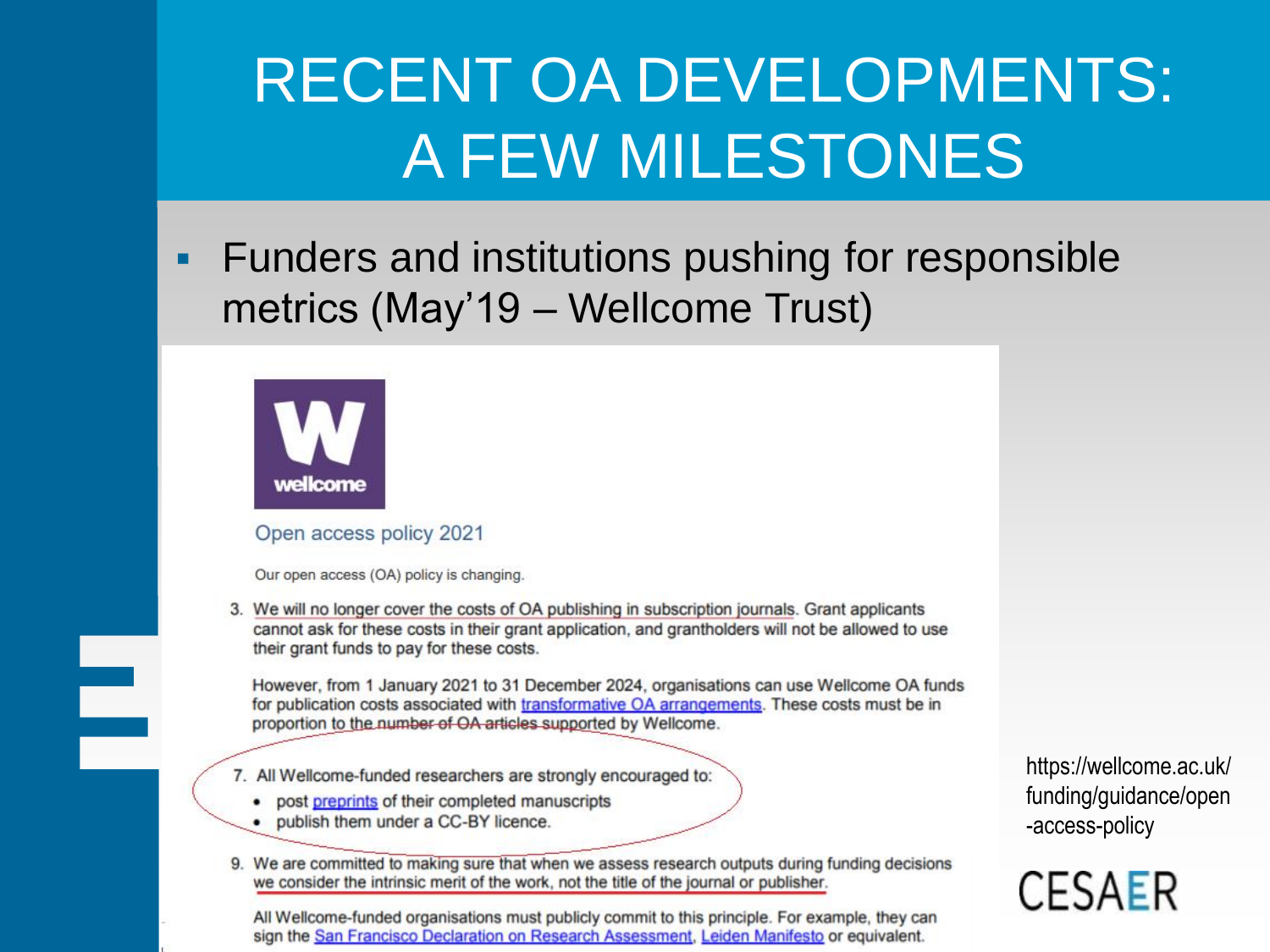# RECENT OA DEVELOPMENTS: A FEW MILESTONES

- Funders and institutions pushing for responsible metrics (May'19 – Wellcome Trust)

wellcome

Open access policy 2021

Our open access (OA) policy is changing.

3. We will no longer cover the costs of OA publishing in subscription journals. Grant applicants cannot ask for these costs in their grant application, and grantholders will not be allowed to use their grant funds to pay for these costs.

   However, from 1 January 2021 to 31 December 2024, organisations can use Wellcome OA funds for publication costs associated with transformative OA arrangements. These costs must be in proportion to the number of OA articles supported by Wellcome.

7. All Wellcome-funded researchers are strongly encouraged to:
   - post preprints of their completed manuscripts
   - publish them under a CC-BY licence.

9. We are committed to making sure that when we assess research outputs during funding decisions we consider the intrinsic merit of the work, not the title of the journal or publisher.

   All Wellcome-funded organisations must publicly commit to this principle. For example, they can sign the San Francisco Declaration on Research Assessment, Leiden Manifesto or equivalent.

https://wellcome.ac.uk/funding/guidance/open-access-policy

CESAER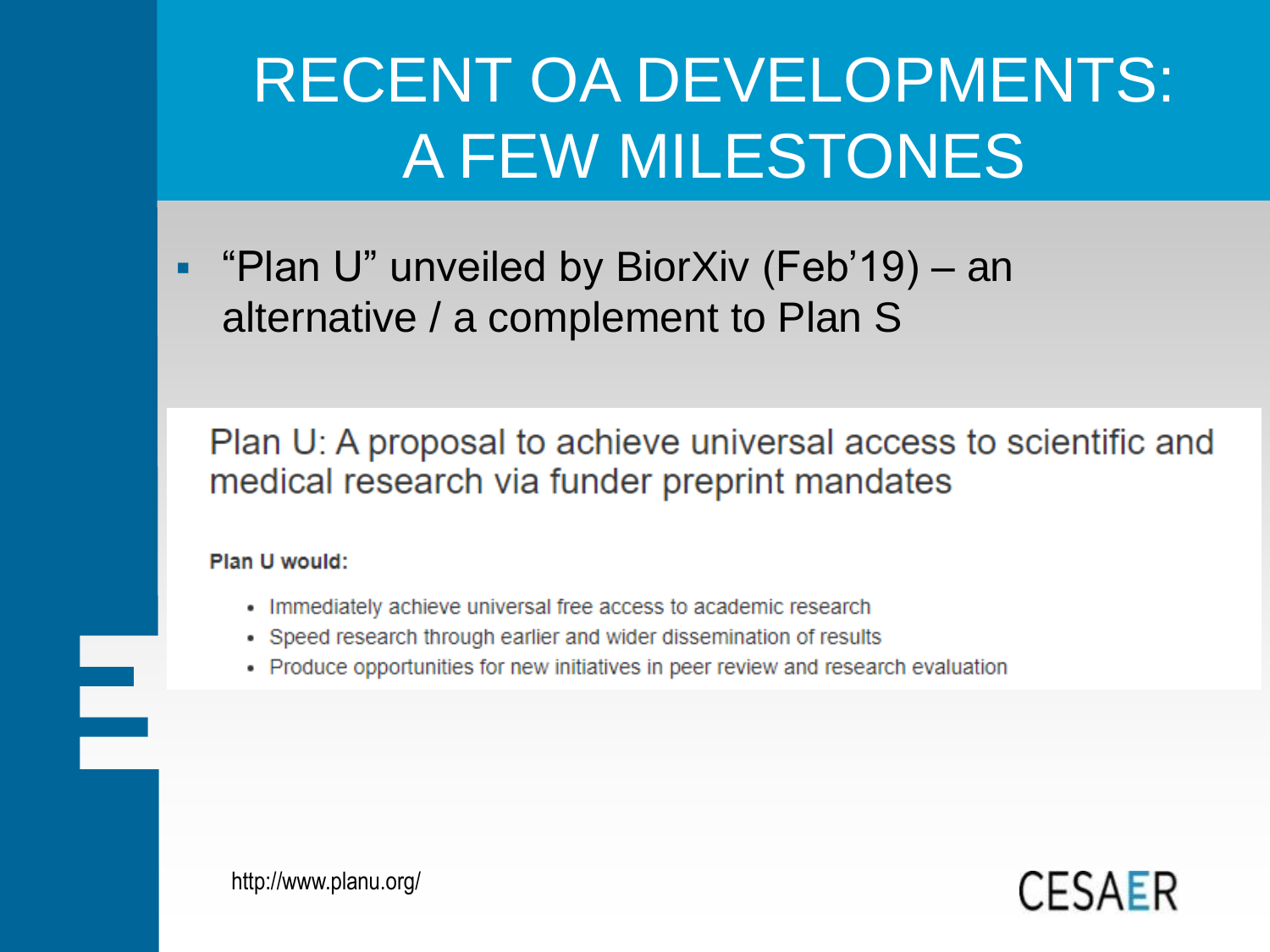# RECENT OA DEVELOPMENTS: A FEW MILESTONES

- "Plan U" unveiled by BiorXiv (Feb'19) – an alternative / a complement to Plan S

Plan U: A proposal to achieve universal access to scientific and medical research via funder preprint mandates

**Plan U would:**

- Immediately achieve universal free access to academic research
- Speed research through earlier and wider dissemination of results
- Produce opportunities for new initiatives in peer review and research evaluation

http://www.planu.org/

CESAER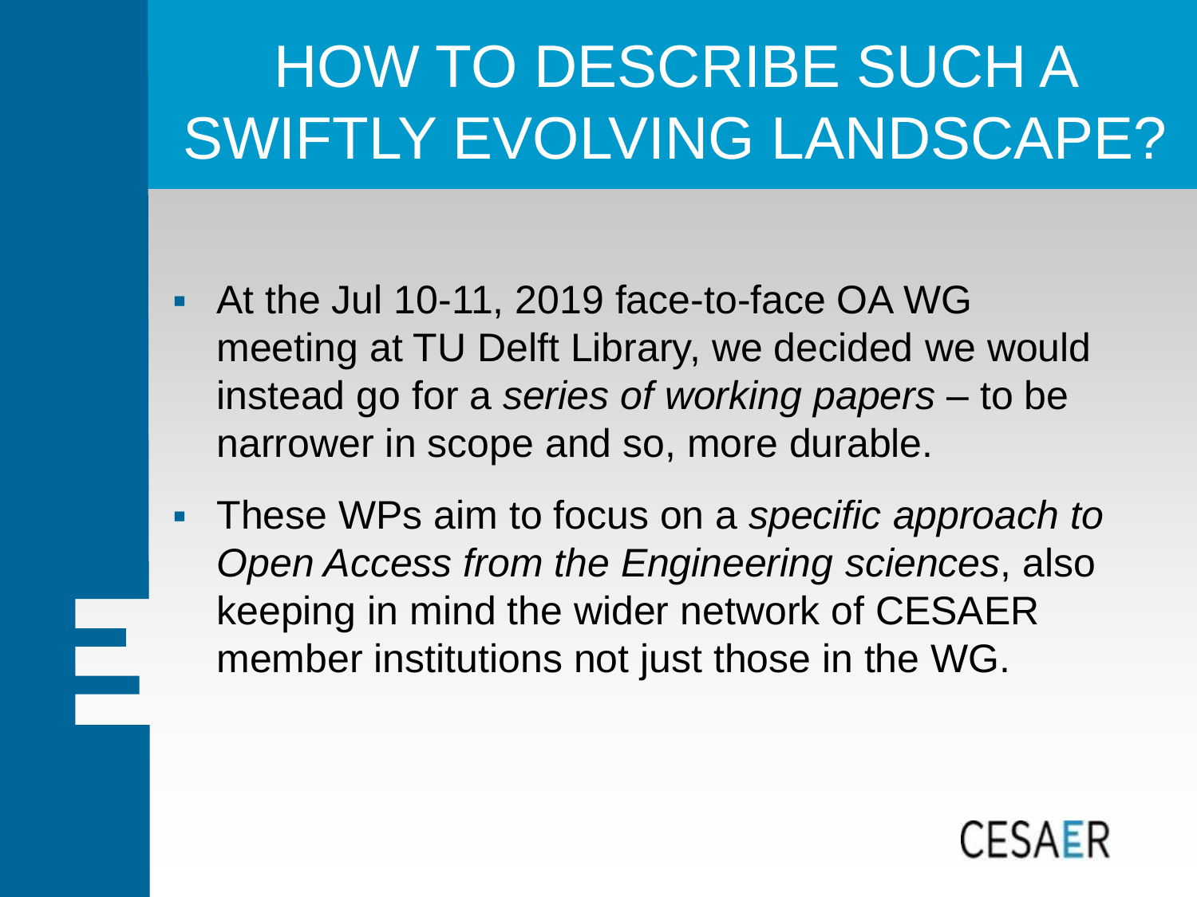# HOW TO DESCRIBE SUCH A SWIFTLY EVOLVING LANDSCAPE?

- At the Jul 10-11, 2019 face-to-face OA WG meeting at TU Delft Library, we decided we would instead go for a *series of working papers* – to be narrower in scope and so, more durable.
- These WPs aim to focus on a *specific approach to Open Access from the Engineering sciences*, also keeping in mind the wider network of CESAER member institutions not just those in the WG.

CESAER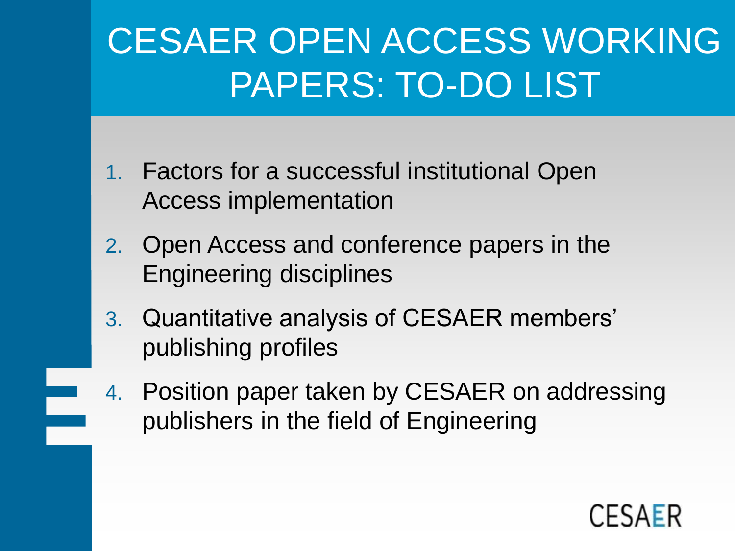# CESAER OPEN ACCESS WORKING PAPERS: TO-DO LIST

1. Factors for a successful institutional Open Access implementation
2. Open Access and conference papers in the Engineering disciplines
3. Quantitative analysis of CESAER members' publishing profiles
4. Position paper taken by CESAER on addressing publishers in the field of Engineering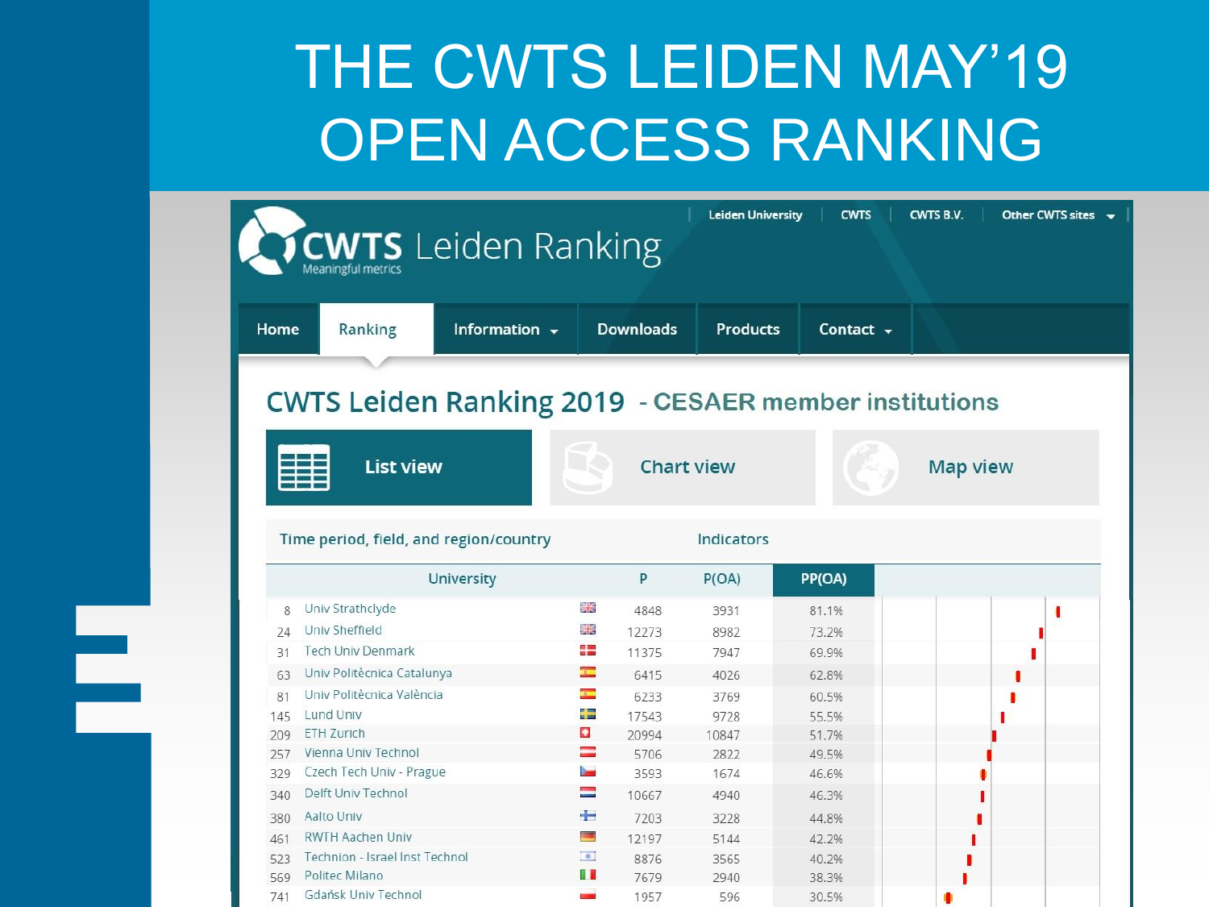# THE CWTS LEIDEN MAY'19 OPEN ACCESS RANKING

CWTS Leiden Ranking

Home | Ranking | Information | Downloads | Products | Contact

## CWTS Leiden Ranking 2019 - CESAER member institutions

List view | Chart view | Map view

Time period, field, and region/country | Indicators

| | University | P | P(OA) | PP(OA) |
|---|---|---|---|---|
| 8 | Univ Strathclyde | 4848 | 3931 | 81.1% |
| 24 | Univ Sheffield | 12273 | 8982 | 73.2% |
| 31 | Tech Univ Denmark | 11375 | 7947 | 69.9% |
| 63 | Univ Politècnica Catalunya | 6415 | 4026 | 62.8% |
| 81 | Univ Politècnica València | 6233 | 3769 | 60.5% |
| 145 | Lund Univ | 17543 | 9728 | 55.5% |
| 209 | ETH Zurich | 20994 | 10847 | 51.7% |
| 257 | Vienna Univ Technol | 5706 | 2822 | 49.5% |
| 329 | Czech Tech Univ - Prague | 3593 | 1674 | 46.6% |
| 340 | Delft Univ Technol | 10667 | 4940 | 46.3% |
| 380 | Aalto Univ | 7203 | 3228 | 44.8% |
| 461 | RWTH Aachen Univ | 12197 | 5144 | 42.2% |
| 523 | Technion - Israel Inst Technol | 8876 | 3565 | 40.2% |
| 569 | Politec Milano | 7679 | 2940 | 38.3% |
| 741 | Gdańsk Univ Technol | 1957 | 596 | 30.5% |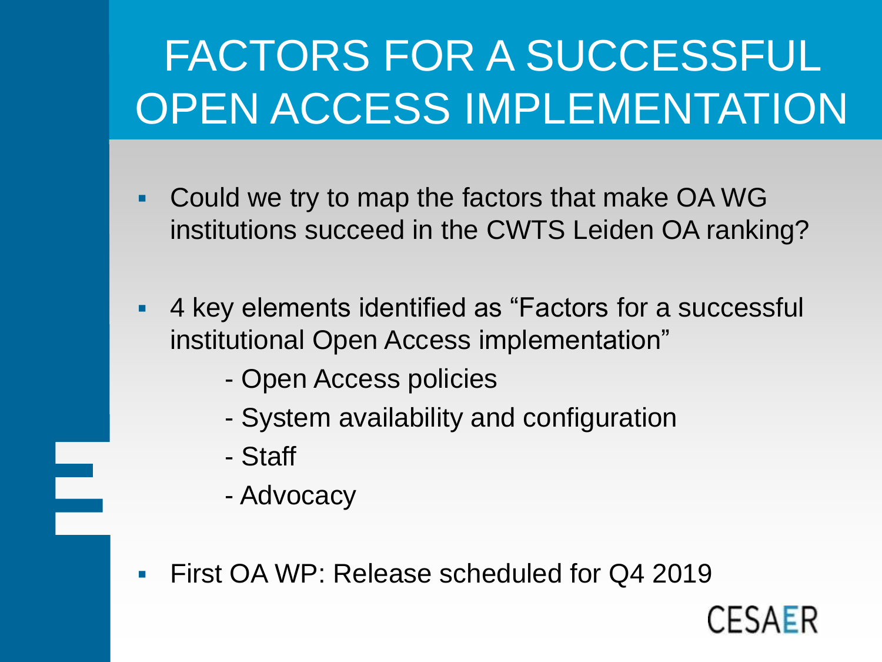# FACTORS FOR A SUCCESSFUL OPEN ACCESS IMPLEMENTATION

- Could we try to map the factors that make OA WG institutions succeed in the CWTS Leiden OA ranking?

- 4 key elements identified as "Factors for a successful institutional Open Access implementation"
  - Open Access policies
  - System availability and configuration
  - Staff
  - Advocacy

- First OA WP: Release scheduled for Q4 2019

CESAER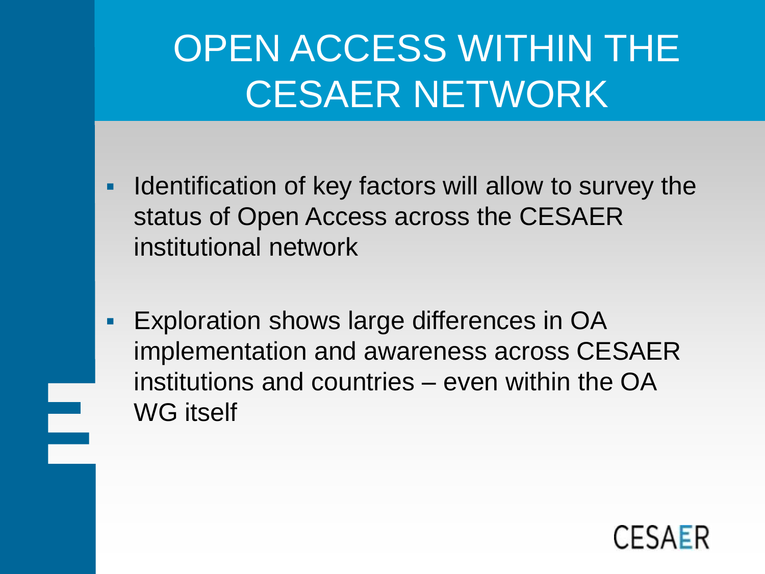# OPEN ACCESS WITHIN THE CESAER NETWORK

- Identification of key factors will allow to survey the status of Open Access across the CESAER institutional network
- Exploration shows large differences in OA implementation and awareness across CESAER institutions and countries – even within the OA WG itself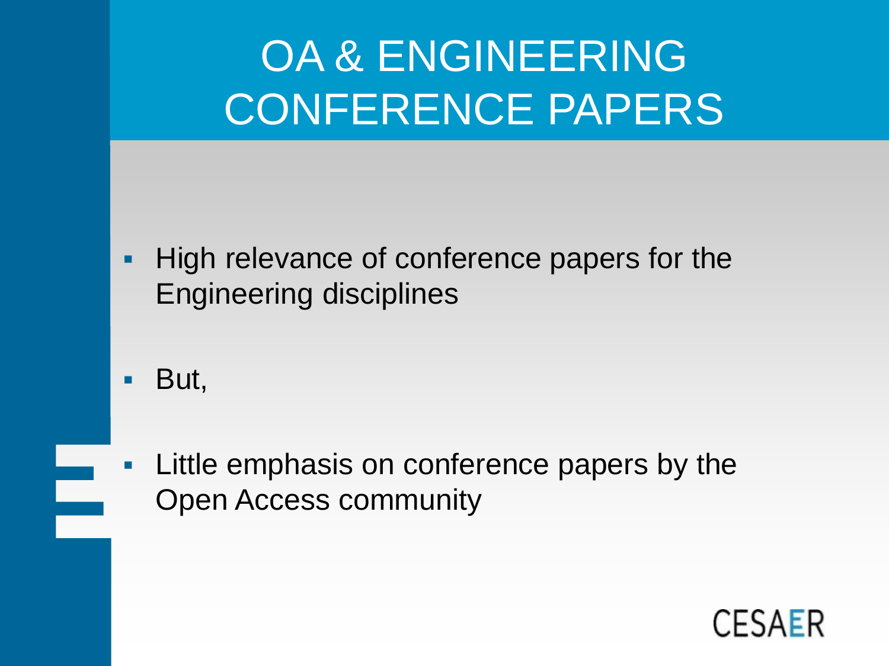# OA & ENGINEERING CONFERENCE PAPERS

- High relevance of conference papers for the Engineering disciplines
- But,
- Little emphasis on conference papers by the Open Access community

CESAER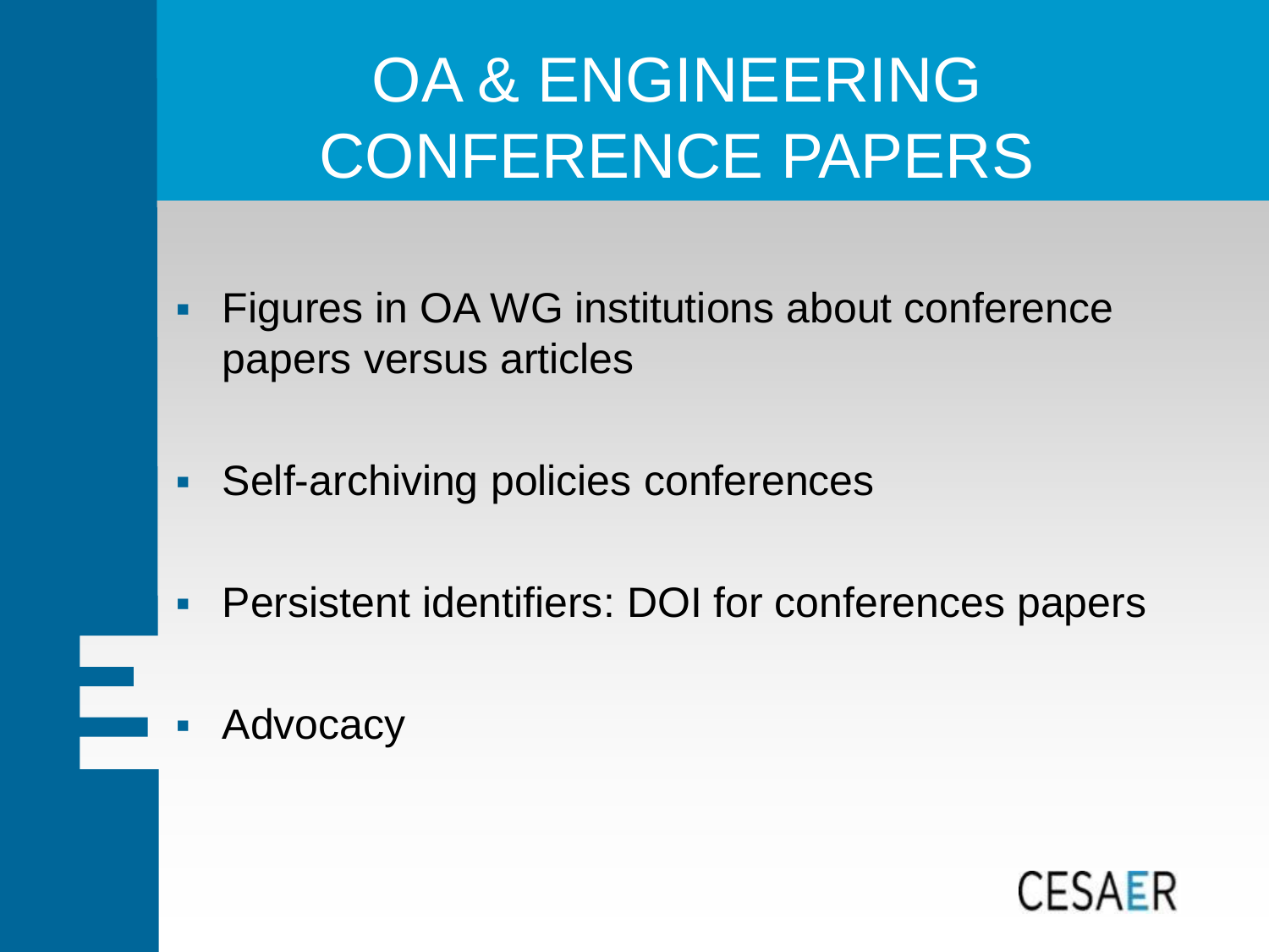# OA & ENGINEERING CONFERENCE PAPERS

- Figures in OA WG institutions about conference papers versus articles
- Self-archiving policies conferences
- Persistent identifiers: DOI for conferences papers
- Advocacy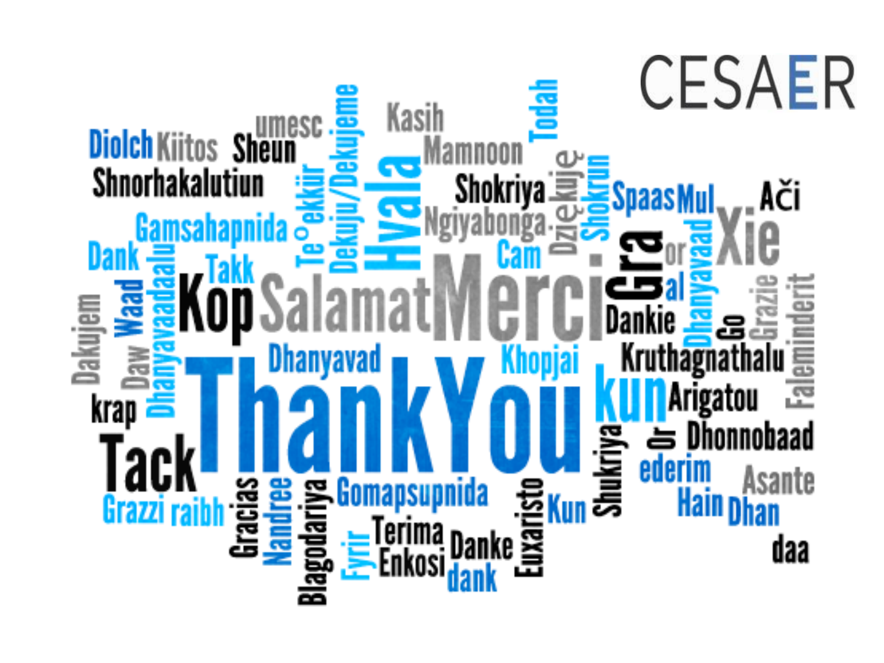CESAER

Diolch Kiitos Sheun umesc Kasih Todah

Shnorhakalutiun Mamnoon

Te$^{o}$ekkür Dekuju/Dekujeme Hvala Shokriya Dziękuję Shokrun Spaas Mul Ači

Gamsahapnida Ngiyabonga

Dank Takk Cam Gra or Xie

Dakujem Waad Dhanyavadaalu Kop Salamat Merci al Dhanyavaad Grazie Faleminderit

Daw Dankie Go

Dhanyavad Khopjai Kruthagnathalu

krap ThankYou kun Arigatou

Tack Shukriya Or Dhonnobaad

ederim Asante

Grazzi raibh Gracias Nandree Blagodariya Gomapsupnida Euxaristo Kun Hain Dhan

Fyrir Terima Enkosi Danke dank daa